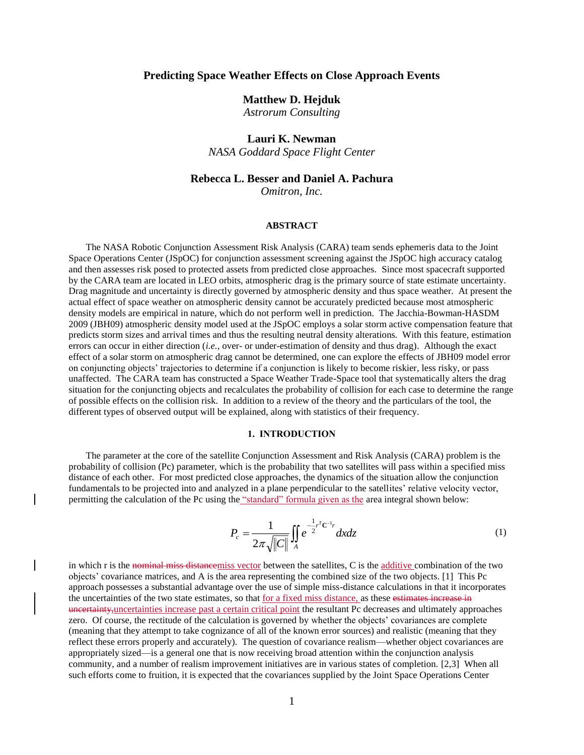# Predicting Space Weather Effects on Close Approach Events

**Matthew D. Hejduk**
*Astrorum Consulting*

**Lauri K. Newman**
*NASA Goddard Space Flight Center*

**Rebecca L. Besser and Daniel A. Pachura**
*Omitron, Inc.*

## ABSTRACT

The NASA Robotic Conjunction Assessment Risk Analysis (CARA) team sends ephemeris data to the Joint Space Operations Center (JSpOC) for conjunction assessment screening against the JSpOC high accuracy catalog and then assesses risk posed to protected assets from predicted close approaches. Since most spacecraft supported by the CARA team are located in LEO orbits, atmospheric drag is the primary source of state estimate uncertainty. Drag magnitude and uncertainty is directly governed by atmospheric density and thus space weather. At present the actual effect of space weather on atmospheric density cannot be accurately predicted because most atmospheric density models are empirical in nature, which do not perform well in prediction. The Jacchia-Bowman-HASDM 2009 (JBH09) atmospheric density model used at the JSpOC employs a solar storm active compensation feature that predicts storm sizes and arrival times and thus the resulting neutral density alterations. With this feature, estimation errors can occur in either direction (*i.e.*, over- or under-estimation of density and thus drag). Although the exact effect of a solar storm on atmospheric drag cannot be determined, one can explore the effects of JBH09 model error on conjuncting objects' trajectories to determine if a conjunction is likely to become riskier, less risky, or pass unaffected. The CARA team has constructed a Space Weather Trade-Space tool that systematically alters the drag situation for the conjuncting objects and recalculates the probability of collision for each case to determine the range of possible effects on the collision risk. In addition to a review of the theory and the particulars of the tool, the different types of observed output will be explained, along with statistics of their frequency.

## 1. INTRODUCTION

The parameter at the core of the satellite Conjunction Assessment and Risk Analysis (CARA) problem is the probability of collision (Pc) parameter, which is the probability that two satellites will pass within a specified miss distance of each other. For most predicted close approaches, the dynamics of the situation allow the conjunction fundamentals to be projected into and analyzed in a plane perpendicular to the satellites' relative velocity vector, permitting the calculation of the Pc using the "standard" formula given as the area integral shown below:

$$P_c = \frac{1}{2\pi\sqrt{\|C\|}} \iint_A e^{-\frac{1}{2}r^T \mathbf{C}^{-1} r} \, dx dz \tag{1}$$

in which r is the ~~nominal miss distance~~miss vector between the satellites, C is the additive combination of the two objects' covariance matrices, and A is the area representing the combined size of the two objects. [1] This Pc approach possesses a substantial advantage over the use of simple miss-distance calculations in that it incorporates the uncertainties of the two state estimates, so that for a fixed miss distance, as these ~~estimates increase in uncertainty,~~uncertainties increase past a certain critical point the resultant Pc decreases and ultimately approaches zero. Of course, the rectitude of the calculation is governed by whether the objects' covariances are complete (meaning that they attempt to take cognizance of all of the known error sources) and realistic (meaning that they reflect these errors properly and accurately). The question of covariance realism—whether object covariances are appropriately sized—is a general one that is now receiving broad attention within the conjunction analysis community, and a number of realism improvement initiatives are in various states of completion. [2,3] When all such efforts come to fruition, it is expected that the covariances supplied by the Joint Space Operations Center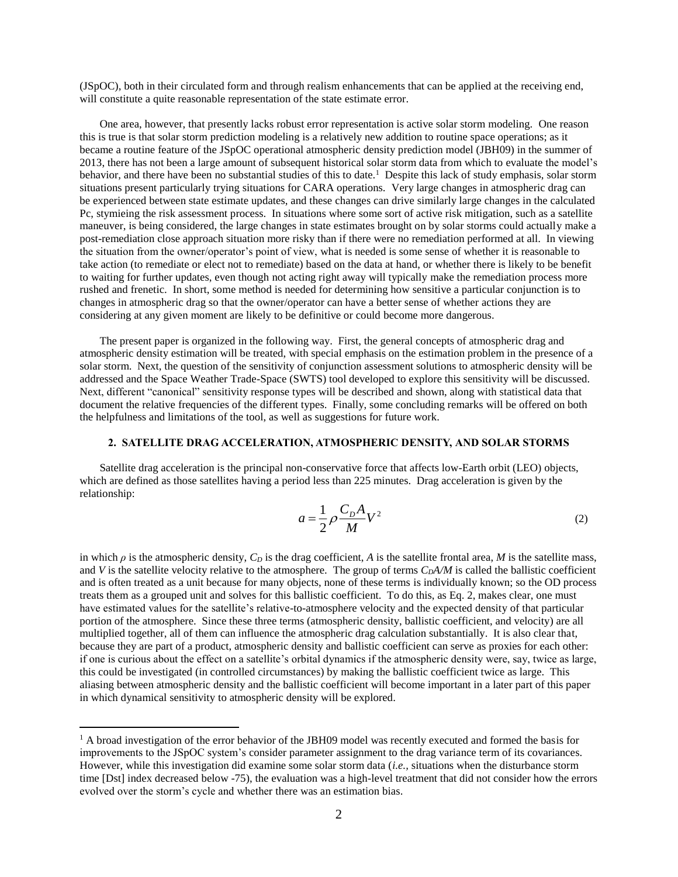(JSpOC), both in their circulated form and through realism enhancements that can be applied at the receiving end, will constitute a quite reasonable representation of the state estimate error.

One area, however, that presently lacks robust error representation is active solar storm modeling. One reason this is true is that solar storm prediction modeling is a relatively new addition to routine space operations; as it became a routine feature of the JSpOC operational atmospheric density prediction model (JBH09) in the summer of 2013, there has not been a large amount of subsequent historical solar storm data from which to evaluate the model's behavior, and there have been no substantial studies of this to date.[1] Despite this lack of study emphasis, solar storm situations present particularly trying situations for CARA operations. Very large changes in atmospheric drag can be experienced between state estimate updates, and these changes can drive similarly large changes in the calculated Pc, stymieing the risk assessment process. In situations where some sort of active risk mitigation, such as a satellite maneuver, is being considered, the large changes in state estimates brought on by solar storms could actually make a post-remediation close approach situation more risky than if there were no remediation performed at all. In viewing the situation from the owner/operator's point of view, what is needed is some sense of whether it is reasonable to take action (to remediate or elect not to remediate) based on the data at hand, or whether there is likely to be benefit to waiting for further updates, even though not acting right away will typically make the remediation process more rushed and frenetic. In short, some method is needed for determining how sensitive a particular conjunction is to changes in atmospheric drag so that the owner/operator can have a better sense of whether actions they are considering at any given moment are likely to be definitive or could become more dangerous.

The present paper is organized in the following way. First, the general concepts of atmospheric drag and atmospheric density estimation will be treated, with special emphasis on the estimation problem in the presence of a solar storm. Next, the question of the sensitivity of conjunction assessment solutions to atmospheric density will be addressed and the Space Weather Trade-Space (SWTS) tool developed to explore this sensitivity will be discussed. Next, different "canonical" sensitivity response types will be described and shown, along with statistical data that document the relative frequencies of the different types. Finally, some concluding remarks will be offered on both the helpfulness and limitations of the tool, as well as suggestions for future work.

## 2. SATELLITE DRAG ACCELERATION, ATMOSPHERIC DENSITY, AND SOLAR STORMS

Satellite drag acceleration is the principal non-conservative force that affects low-Earth orbit (LEO) objects, which are defined as those satellites having a period less than 225 minutes. Drag acceleration is given by the relationship:

$$a = \frac{1}{2}\rho \frac{C_D A}{M} V^2 \tag{2}$$

in which $\rho$ is the atmospheric density, $C_D$ is the drag coefficient, $A$ is the satellite frontal area, $M$ is the satellite mass, and $V$ is the satellite velocity relative to the atmosphere. The group of terms $C_DA/M$ is called the ballistic coefficient and is often treated as a unit because for many objects, none of these terms is individually known; so the OD process treats them as a grouped unit and solves for this ballistic coefficient. To do this, as Eq. 2, makes clear, one must have estimated values for the satellite's relative-to-atmosphere velocity and the expected density of that particular portion of the atmosphere. Since these three terms (atmospheric density, ballistic coefficient, and velocity) are all multiplied together, all of them can influence the atmospheric drag calculation substantially. It is also clear that, because they are part of a product, atmospheric density and ballistic coefficient can serve as proxies for each other: if one is curious about the effect on a satellite's orbital dynamics if the atmospheric density were, say, twice as large, this could be investigated (in controlled circumstances) by making the ballistic coefficient twice as large. This aliasing between atmospheric density and the ballistic coefficient will become important in a later part of this paper in which dynamical sensitivity to atmospheric density will be explored.

[1] A broad investigation of the error behavior of the JBH09 model was recently executed and formed the basis for improvements to the JSpOC system's consider parameter assignment to the drag variance term of its covariances. However, while this investigation did examine some solar storm data (*i.e.,* situations when the disturbance storm time [Dst] index decreased below -75), the evaluation was a high-level treatment that did not consider how the errors evolved over the storm's cycle and whether there was an estimation bias.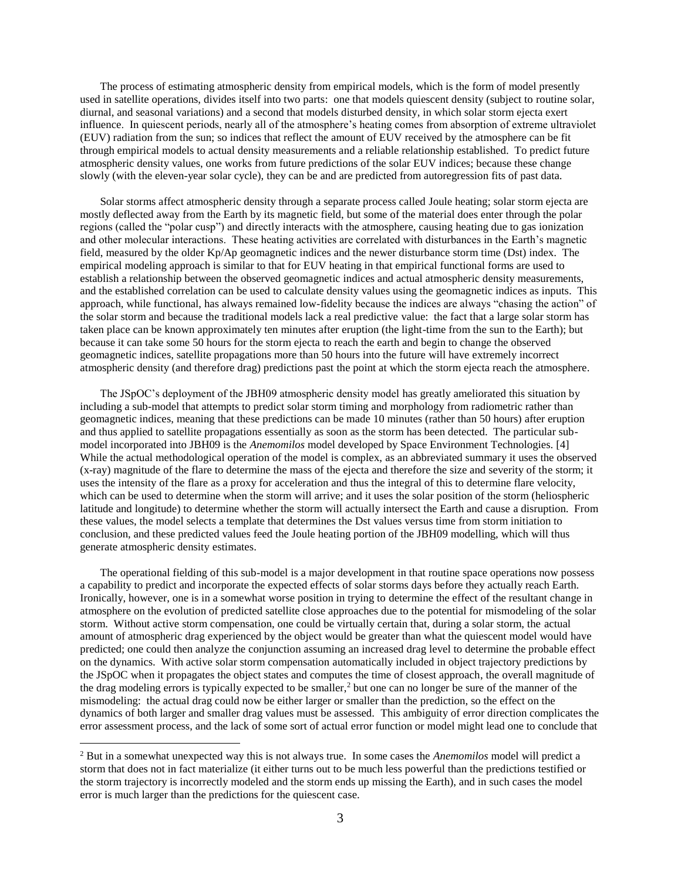The process of estimating atmospheric density from empirical models, which is the form of model presently used in satellite operations, divides itself into two parts: one that models quiescent density (subject to routine solar, diurnal, and seasonal variations) and a second that models disturbed density, in which solar storm ejecta exert influence. In quiescent periods, nearly all of the atmosphere's heating comes from absorption of extreme ultraviolet (EUV) radiation from the sun; so indices that reflect the amount of EUV received by the atmosphere can be fit through empirical models to actual density measurements and a reliable relationship established. To predict future atmospheric density values, one works from future predictions of the solar EUV indices; because these change slowly (with the eleven-year solar cycle), they can be and are predicted from autoregression fits of past data.

Solar storms affect atmospheric density through a separate process called Joule heating; solar storm ejecta are mostly deflected away from the Earth by its magnetic field, but some of the material does enter through the polar regions (called the "polar cusp") and directly interacts with the atmosphere, causing heating due to gas ionization and other molecular interactions. These heating activities are correlated with disturbances in the Earth's magnetic field, measured by the older Kp/Ap geomagnetic indices and the newer disturbance storm time (Dst) index. The empirical modeling approach is similar to that for EUV heating in that empirical functional forms are used to establish a relationship between the observed geomagnetic indices and actual atmospheric density measurements, and the established correlation can be used to calculate density values using the geomagnetic indices as inputs. This approach, while functional, has always remained low-fidelity because the indices are always "chasing the action" of the solar storm and because the traditional models lack a real predictive value: the fact that a large solar storm has taken place can be known approximately ten minutes after eruption (the light-time from the sun to the Earth); but because it can take some 50 hours for the storm ejecta to reach the earth and begin to change the observed geomagnetic indices, satellite propagations more than 50 hours into the future will have extremely incorrect atmospheric density (and therefore drag) predictions past the point at which the storm ejecta reach the atmosphere.

The JSpOC's deployment of the JBH09 atmospheric density model has greatly ameliorated this situation by including a sub-model that attempts to predict solar storm timing and morphology from radiometric rather than geomagnetic indices, meaning that these predictions can be made 10 minutes (rather than 50 hours) after eruption and thus applied to satellite propagations essentially as soon as the storm has been detected. The particular sub-model incorporated into JBH09 is the *Anemomilos* model developed by Space Environment Technologies. [4] While the actual methodological operation of the model is complex, as an abbreviated summary it uses the observed (x-ray) magnitude of the flare to determine the mass of the ejecta and therefore the size and severity of the storm; it uses the intensity of the flare as a proxy for acceleration and thus the integral of this to determine flare velocity, which can be used to determine when the storm will arrive; and it uses the solar position of the storm (heliospheric latitude and longitude) to determine whether the storm will actually intersect the Earth and cause a disruption. From these values, the model selects a template that determines the Dst values versus time from storm initiation to conclusion, and these predicted values feed the Joule heating portion of the JBH09 modelling, which will thus generate atmospheric density estimates.

The operational fielding of this sub-model is a major development in that routine space operations now possess a capability to predict and incorporate the expected effects of solar storms days before they actually reach Earth. Ironically, however, one is in a somewhat worse position in trying to determine the effect of the resultant change in atmosphere on the evolution of predicted satellite close approaches due to the potential for mismodeling of the solar storm. Without active storm compensation, one could be virtually certain that, during a solar storm, the actual amount of atmospheric drag experienced by the object would be greater than what the quiescent model would have predicted; one could then analyze the conjunction assuming an increased drag level to determine the probable effect on the dynamics. With active solar storm compensation automatically included in object trajectory predictions by the JSpOC when it propagates the object states and computes the time of closest approach, the overall magnitude of the drag modeling errors is typically expected to be smaller,[2] but one can no longer be sure of the manner of the mismodeling: the actual drag could now be either larger or smaller than the prediction, so the effect on the dynamics of both larger and smaller drag values must be assessed. This ambiguity of error direction complicates the error assessment process, and the lack of some sort of actual error function or model might lead one to conclude that

[2] But in a somewhat unexpected way this is not always true. In some cases the *Anemomilos* model will predict a storm that does not in fact materialize (it either turns out to be much less powerful than the predictions testified or the storm trajectory is incorrectly modeled and the storm ends up missing the Earth), and in such cases the model error is much larger than the predictions for the quiescent case.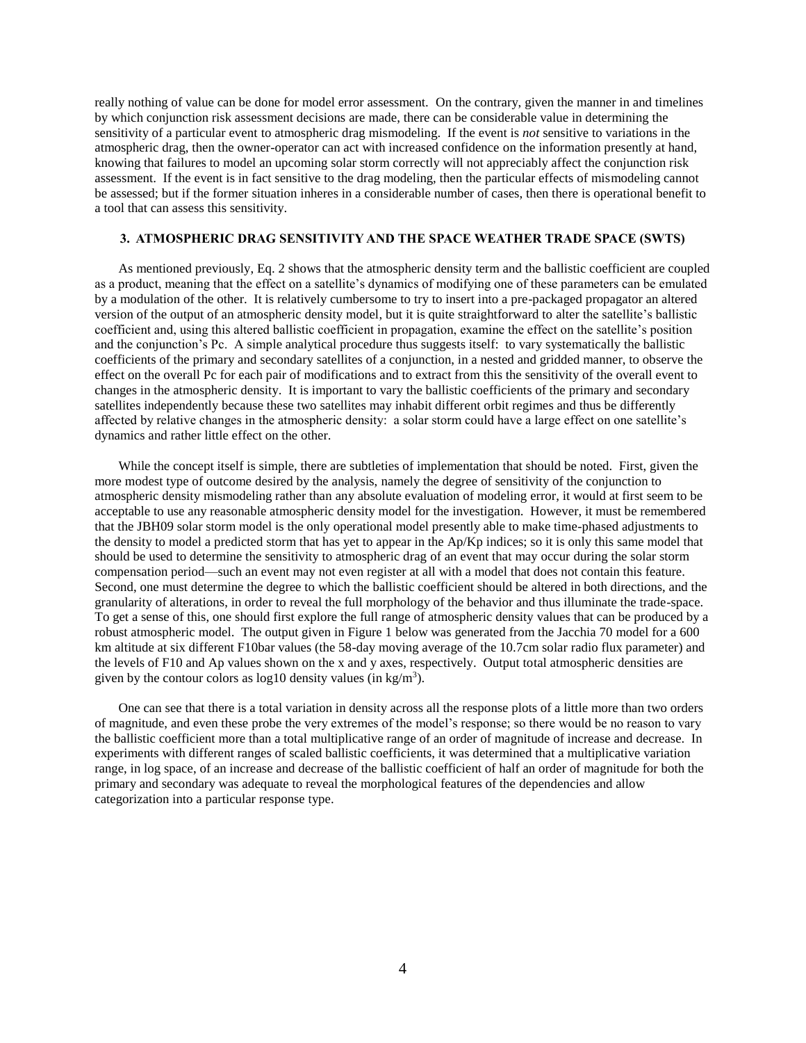really nothing of value can be done for model error assessment. On the contrary, given the manner in and timelines by which conjunction risk assessment decisions are made, there can be considerable value in determining the sensitivity of a particular event to atmospheric drag mismodeling. If the event is *not* sensitive to variations in the atmospheric drag, then the owner-operator can act with increased confidence on the information presently at hand, knowing that failures to model an upcoming solar storm correctly will not appreciably affect the conjunction risk assessment. If the event is in fact sensitive to the drag modeling, then the particular effects of mismodeling cannot be assessed; but if the former situation inheres in a considerable number of cases, then there is operational benefit to a tool that can assess this sensitivity.

### 3. ATMOSPHERIC DRAG SENSITIVITY AND THE SPACE WEATHER TRADE SPACE (SWTS)

As mentioned previously, Eq. 2 shows that the atmospheric density term and the ballistic coefficient are coupled as a product, meaning that the effect on a satellite's dynamics of modifying one of these parameters can be emulated by a modulation of the other. It is relatively cumbersome to try to insert into a pre-packaged propagator an altered version of the output of an atmospheric density model, but it is quite straightforward to alter the satellite's ballistic coefficient and, using this altered ballistic coefficient in propagation, examine the effect on the satellite's position and the conjunction's Pc. A simple analytical procedure thus suggests itself: to vary systematically the ballistic coefficients of the primary and secondary satellites of a conjunction, in a nested and gridded manner, to observe the effect on the overall Pc for each pair of modifications and to extract from this the sensitivity of the overall event to changes in the atmospheric density. It is important to vary the ballistic coefficients of the primary and secondary satellites independently because these two satellites may inhabit different orbit regimes and thus be differently affected by relative changes in the atmospheric density: a solar storm could have a large effect on one satellite's dynamics and rather little effect on the other.

While the concept itself is simple, there are subtleties of implementation that should be noted. First, given the more modest type of outcome desired by the analysis, namely the degree of sensitivity of the conjunction to atmospheric density mismodeling rather than any absolute evaluation of modeling error, it would at first seem to be acceptable to use any reasonable atmospheric density model for the investigation. However, it must be remembered that the JBH09 solar storm model is the only operational model presently able to make time-phased adjustments to the density to model a predicted storm that has yet to appear in the Ap/Kp indices; so it is only this same model that should be used to determine the sensitivity to atmospheric drag of an event that may occur during the solar storm compensation period—such an event may not even register at all with a model that does not contain this feature. Second, one must determine the degree to which the ballistic coefficient should be altered in both directions, and the granularity of alterations, in order to reveal the full morphology of the behavior and thus illuminate the trade-space. To get a sense of this, one should first explore the full range of atmospheric density values that can be produced by a robust atmospheric model. The output given in Figure 1 below was generated from the Jacchia 70 model for a 600 km altitude at six different F10bar values (the 58-day moving average of the 10.7cm solar radio flux parameter) and the levels of F10 and Ap values shown on the x and y axes, respectively. Output total atmospheric densities are given by the contour colors as log10 density values (in kg/m$^3$).

One can see that there is a total variation in density across all the response plots of a little more than two orders of magnitude, and even these probe the very extremes of the model's response; so there would be no reason to vary the ballistic coefficient more than a total multiplicative range of an order of magnitude of increase and decrease. In experiments with different ranges of scaled ballistic coefficients, it was determined that a multiplicative variation range, in log space, of an increase and decrease of the ballistic coefficient of half an order of magnitude for both the primary and secondary was adequate to reveal the morphological features of the dependencies and allow categorization into a particular response type.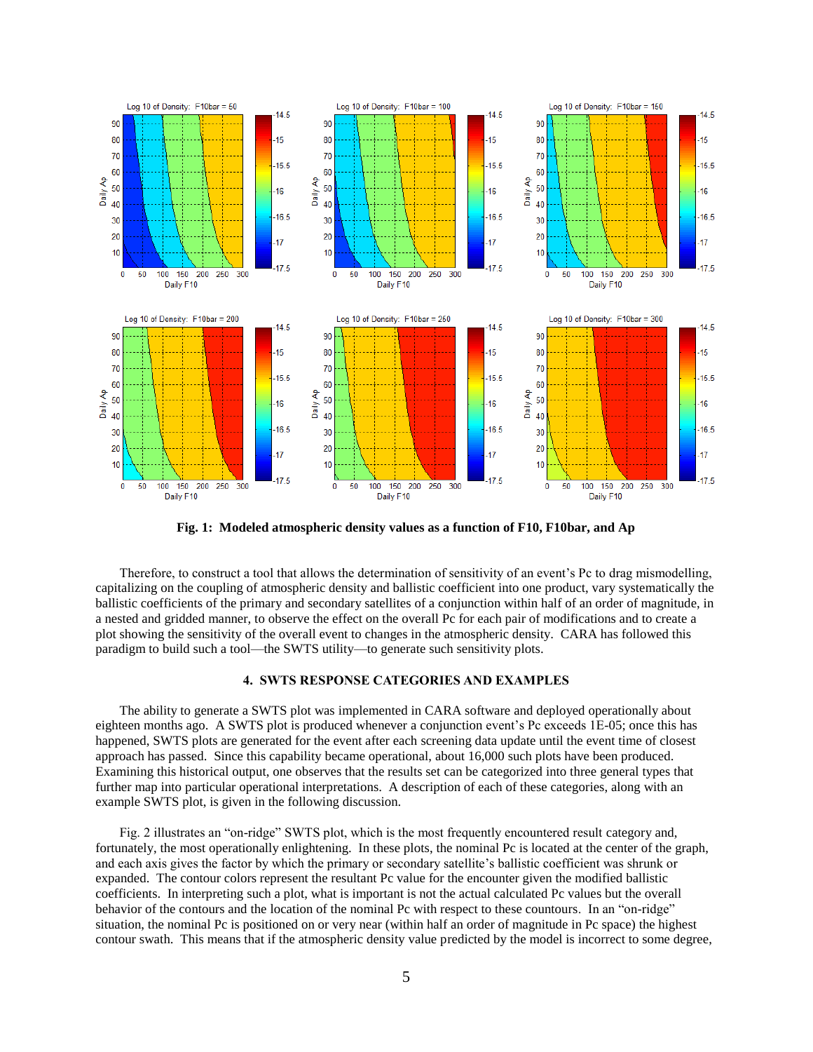**Fig. 1: Modeled atmospheric density values as a function of F10, F10bar, and Ap**

Therefore, to construct a tool that allows the determination of sensitivity of an event's Pc to drag mismodelling, capitalizing on the coupling of atmospheric density and ballistic coefficient into one product, vary systematically the ballistic coefficients of the primary and secondary satellites of a conjunction within half of an order of magnitude, in a nested and gridded manner, to observe the effect on the overall Pc for each pair of modifications and to create a plot showing the sensitivity of the overall event to changes in the atmospheric density. CARA has followed this paradigm to build such a tool—the SWTS utility—to generate such sensitivity plots.

## 4. SWTS RESPONSE CATEGORIES AND EXAMPLES

The ability to generate a SWTS plot was implemented in CARA software and deployed operationally about eighteen months ago. A SWTS plot is produced whenever a conjunction event's Pc exceeds 1E-05; once this has happened, SWTS plots are generated for the event after each screening data update until the event time of closest approach has passed. Since this capability became operational, about 16,000 such plots have been produced. Examining this historical output, one observes that the results set can be categorized into three general types that further map into particular operational interpretations. A description of each of these categories, along with an example SWTS plot, is given in the following discussion.

Fig. 2 illustrates an "on-ridge" SWTS plot, which is the most frequently encountered result category and, fortunately, the most operationally enlightening. In these plots, the nominal Pc is located at the center of the graph, and each axis gives the factor by which the primary or secondary satellite's ballistic coefficient was shrunk or expanded. The contour colors represent the resultant Pc value for the encounter given the modified ballistic coefficients. In interpreting such a plot, what is important is not the actual calculated Pc values but the overall behavior of the contours and the location of the nominal Pc with respect to these countours. In an "on-ridge" situation, the nominal Pc is positioned on or very near (within half an order of magnitude in Pc space) the highest contour swath. This means that if the atmospheric density value predicted by the model is incorrect to some degree,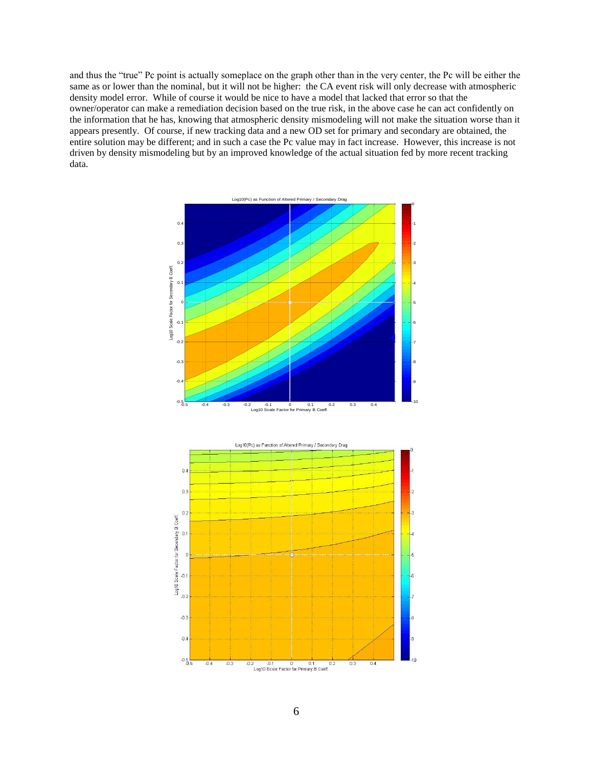and thus the "true" Pc point is actually someplace on the graph other than in the very center, the Pc will be either the same as or lower than the nominal, but it will not be higher: the CA event risk will only decrease with atmospheric density model error. While of course it would be nice to have a model that lacked that error so that the owner/operator can make a remediation decision based on the true risk, in the above case he can act confidently on the information that he has, knowing that atmospheric density mismodeling will not make the situation worse than it appears presently. Of course, if new tracking data and a new OD set for primary and secondary are obtained, the entire solution may be different; and in such a case the Pc value may in fact increase. However, this increase is not driven by density mismodeling but by an improved knowledge of the actual situation fed by more recent tracking data.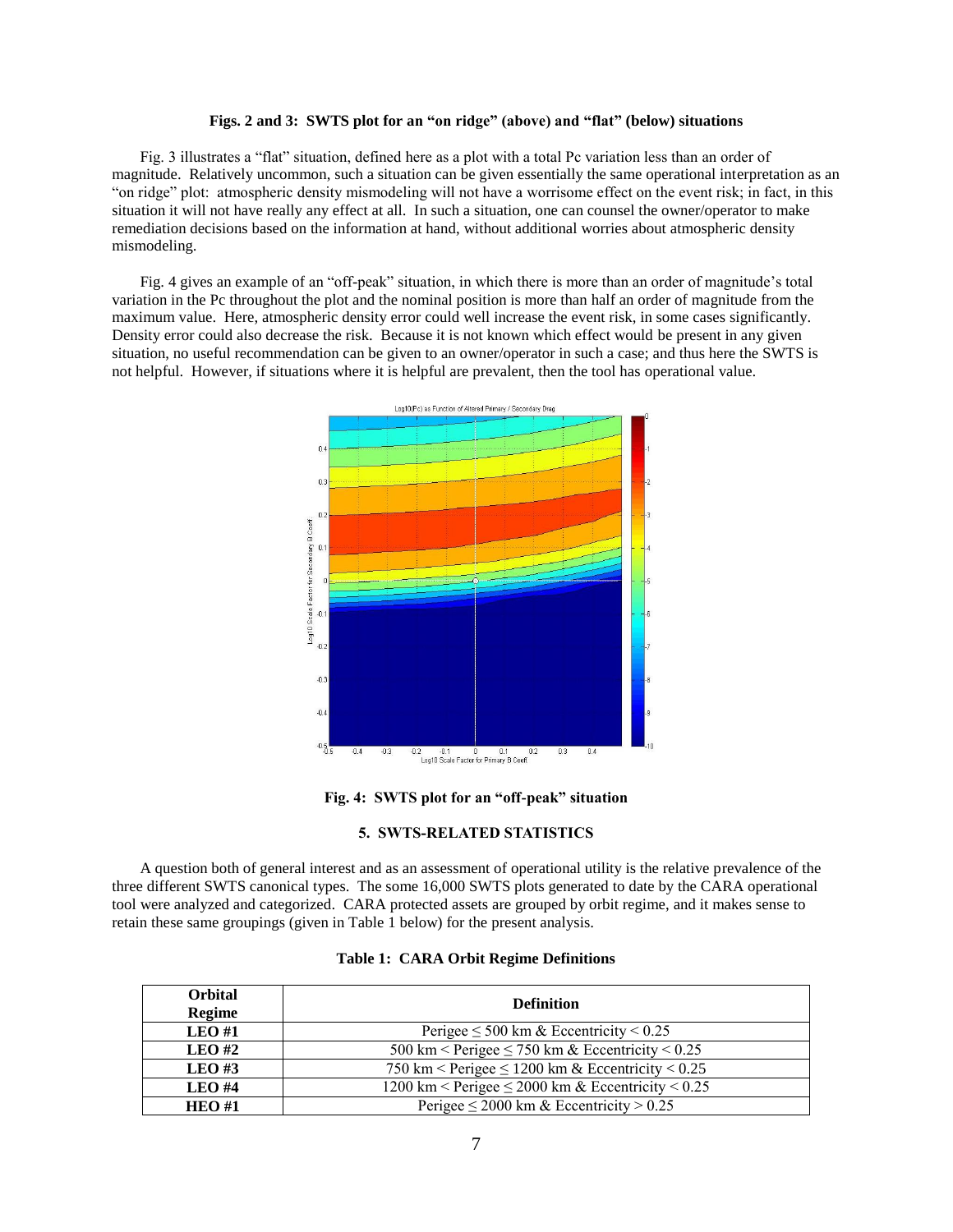**Figs. 2 and 3: SWTS plot for an "on ridge" (above) and "flat" (below) situations**

Fig. 3 illustrates a "flat" situation, defined here as a plot with a total Pc variation less than an order of magnitude. Relatively uncommon, such a situation can be given essentially the same operational interpretation as an "on ridge" plot: atmospheric density mismodeling will not have a worrisome effect on the event risk; in fact, in this situation it will not have really any effect at all. In such a situation, one can counsel the owner/operator to make remediation decisions based on the information at hand, without additional worries about atmospheric density mismodeling.

Fig. 4 gives an example of an "off-peak" situation, in which there is more than an order of magnitude's total variation in the Pc throughout the plot and the nominal position is more than half an order of magnitude from the maximum value. Here, atmospheric density error could well increase the event risk, in some cases significantly. Density error could also decrease the risk. Because it is not known which effect would be present in any given situation, no useful recommendation can be given to an owner/operator in such a case; and thus here the SWTS is not helpful. However, if situations where it is helpful are prevalent, then the tool has operational value.

**Fig. 4: SWTS plot for an "off-peak" situation**

## 5. SWTS-RELATED STATISTICS

A question both of general interest and as an assessment of operational utility is the relative prevalence of the three different SWTS canonical types. The some 16,000 SWTS plots generated to date by the CARA operational tool were analyzed and categorized. CARA protected assets are grouped by orbit regime, and it makes sense to retain these same groupings (given in Table 1 below) for the present analysis.

**Table 1: CARA Orbit Regime Definitions**

| Orbital Regime | Definition |
|---|---|
| **LEO #1** | Perigee ≤ 500 km & Eccentricity < 0.25 |
| **LEO #2** | 500 km < Perigee ≤ 750 km & Eccentricity < 0.25 |
| **LEO #3** | 750 km < Perigee ≤ 1200 km & Eccentricity < 0.25 |
| **LEO #4** | 1200 km < Perigee ≤ 2000 km & Eccentricity < 0.25 |
| **HEO #1** | Perigee ≤ 2000 km & Eccentricity > 0.25 |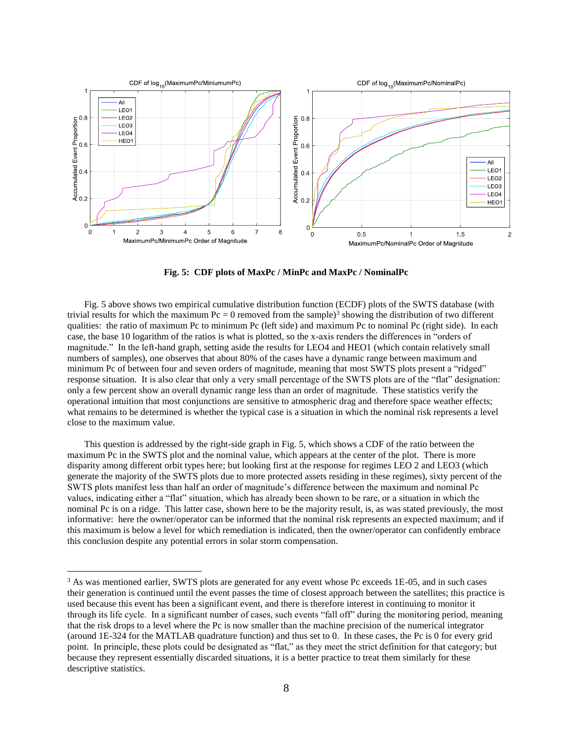**Fig. 5: CDF plots of MaxPc / MinPc and MaxPc / NominalPc**

Fig. 5 above shows two empirical cumulative distribution function (ECDF) plots of the SWTS database (with trivial results for which the maximum Pc = 0 removed from the sample)[3] showing the distribution of two different qualities: the ratio of maximum Pc to minimum Pc (left side) and maximum Pc to nominal Pc (right side). In each case, the base 10 logarithm of the ratios is what is plotted, so the x-axis renders the differences in "orders of magnitude." In the left-hand graph, setting aside the results for LEO4 and HEO1 (which contain relatively small numbers of samples), one observes that about 80% of the cases have a dynamic range between maximum and minimum Pc of between four and seven orders of magnitude, meaning that most SWTS plots present a "ridged" response situation. It is also clear that only a very small percentage of the SWTS plots are of the "flat" designation: only a few percent show an overall dynamic range less than an order of magnitude. These statistics verify the operational intuition that most conjunctions are sensitive to atmospheric drag and therefore space weather effects; what remains to be determined is whether the typical case is a situation in which the nominal risk represents a level close to the maximum value.

This question is addressed by the right-side graph in Fig. 5, which shows a CDF of the ratio between the maximum Pc in the SWTS plot and the nominal value, which appears at the center of the plot. There is more disparity among different orbit types here; but looking first at the response for regimes LEO 2 and LEO3 (which generate the majority of the SWTS plots due to more protected assets residing in these regimes), sixty percent of the SWTS plots manifest less than half an order of magnitude's difference between the maximum and nominal Pc values, indicating either a "flat" situation, which has already been shown to be rare, or a situation in which the nominal Pc is on a ridge. This latter case, shown here to be the majority result, is, as was stated previously, the most informative: here the owner/operator can be informed that the nominal risk represents an expected maximum; and if this maximum is below a level for which remediation is indicated, then the owner/operator can confidently embrace this conclusion despite any potential errors in solar storm compensation.

---

[3] As was mentioned earlier, SWTS plots are generated for any event whose Pc exceeds 1E-05, and in such cases their generation is continued until the event passes the time of closest approach between the satellites; this practice is used because this event has been a significant event, and there is therefore interest in continuing to monitor it through its life cycle. In a significant number of cases, such events "fall off" during the monitoring period, meaning that the risk drops to a level where the Pc is now smaller than the machine precision of the numerical integrator (around 1E-324 for the MATLAB quadrature function) and thus set to 0. In these cases, the Pc is 0 for every grid point. In principle, these plots could be designated as "flat," as they meet the strict definition for that category; but because they represent essentially discarded situations, it is a better practice to treat them similarly for these descriptive statistics.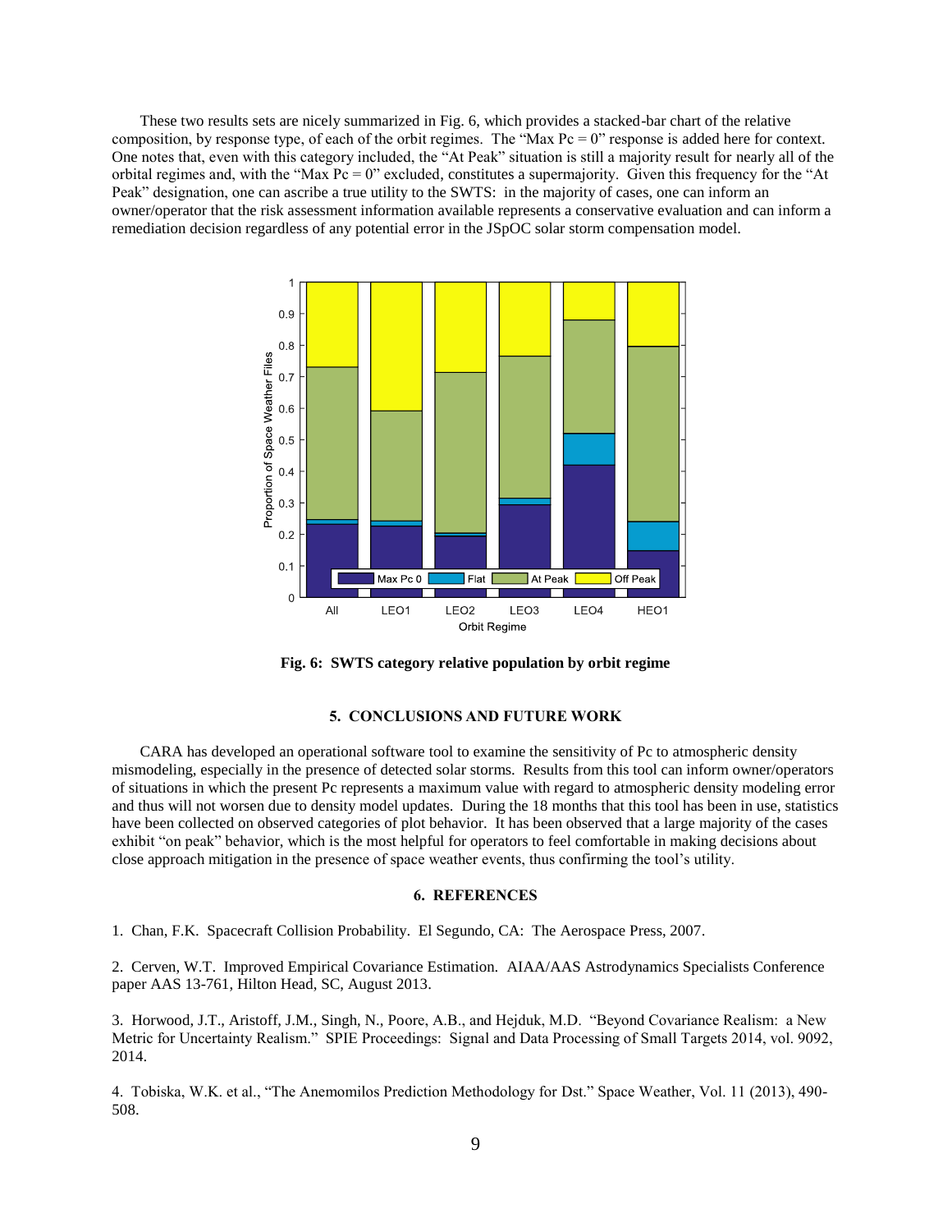These two results sets are nicely summarized in Fig. 6, which provides a stacked-bar chart of the relative composition, by response type, of each of the orbit regimes. The "Max Pc = 0" response is added here for context. One notes that, even with this category included, the "At Peak" situation is still a majority result for nearly all of the orbital regimes and, with the "Max Pc = 0" excluded, constitutes a supermajority. Given this frequency for the "At Peak" designation, one can ascribe a true utility to the SWTS: in the majority of cases, one can inform an owner/operator that the risk assessment information available represents a conservative evaluation and can inform a remediation decision regardless of any potential error in the JSpOC solar storm compensation model.

Proportion of Space Weather Files

0
0.1
0.2
0.3
0.4
0.5
0.6
0.7
0.8
0.9
1

Max Pc 0
Flat
At Peak
Off Peak

All
LEO1
LEO2
LEO3
LEO4
HEO1

Orbit Regime

**Fig. 6: SWTS category relative population by orbit regime**

## 5. CONCLUSIONS AND FUTURE WORK

CARA has developed an operational software tool to examine the sensitivity of Pc to atmospheric density mismodeling, especially in the presence of detected solar storms. Results from this tool can inform owner/operators of situations in which the present Pc represents a maximum value with regard to atmospheric density modeling error and thus will not worsen due to density model updates. During the 18 months that this tool has been in use, statistics have been collected on observed categories of plot behavior. It has been observed that a large majority of the cases exhibit "on peak" behavior, which is the most helpful for operators to feel comfortable in making decisions about close approach mitigation in the presence of space weather events, thus confirming the tool's utility.

## 6. REFERENCES

1. Chan, F.K. Spacecraft Collision Probability. El Segundo, CA: The Aerospace Press, 2007.

2. Cerven, W.T. Improved Empirical Covariance Estimation. AIAA/AAS Astrodynamics Specialists Conference paper AAS 13-761, Hilton Head, SC, August 2013.

3. Horwood, J.T., Aristoff, J.M., Singh, N., Poore, A.B., and Hejduk, M.D. "Beyond Covariance Realism: a New Metric for Uncertainty Realism." SPIE Proceedings: Signal and Data Processing of Small Targets 2014, vol. 9092, 2014.

4. Tobiska, W.K. et al., "The Anemomilos Prediction Methodology for Dst." Space Weather, Vol. 11 (2013), 490-508.